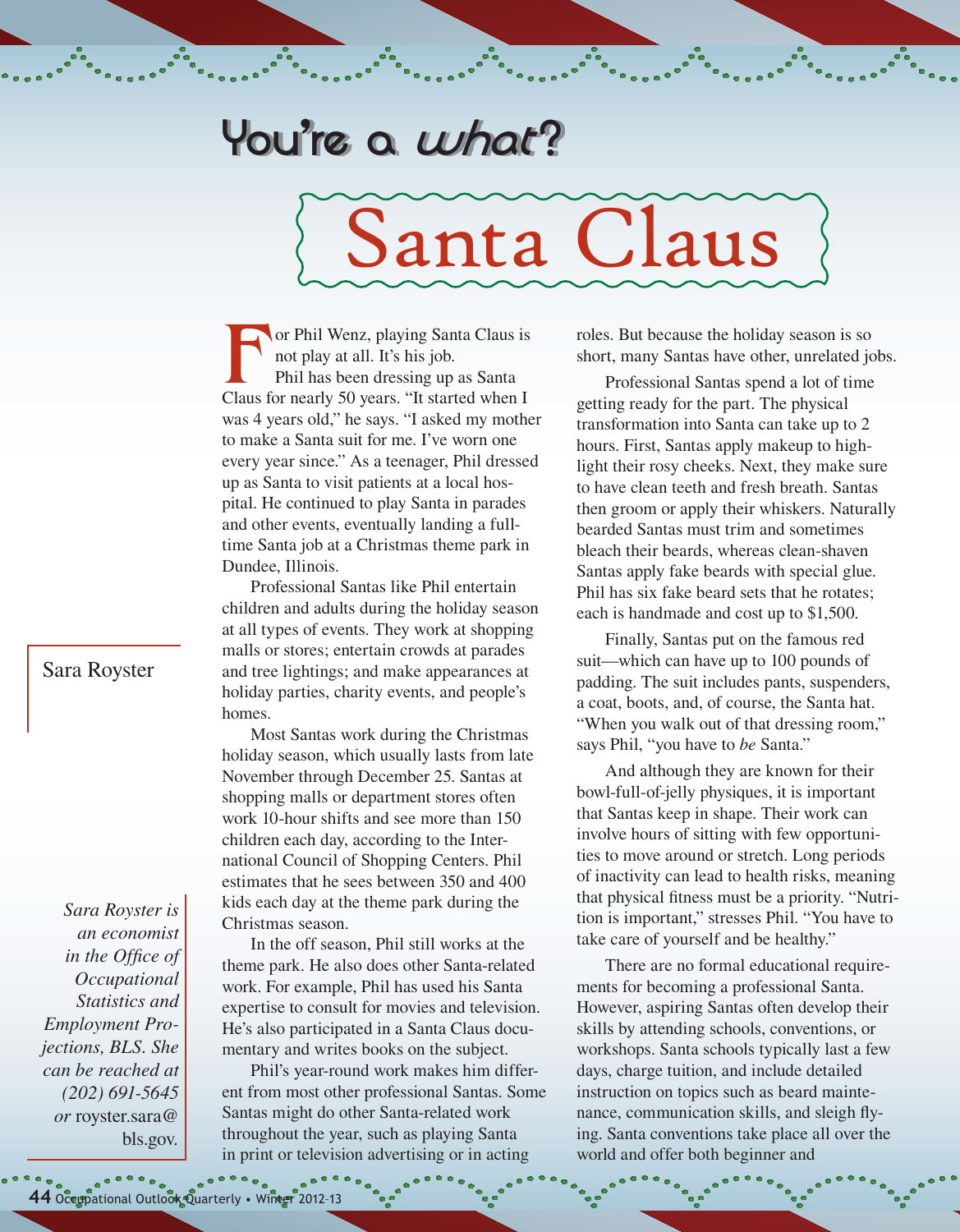# You're a *what*?

# Santa Claus

Sara Royster

*Sara Royster is an economist in the Office of Occupational Statistics and Employment Projections, BLS. She can be reached at (202) 691-5645 or* royster.sara@bls.gov.

For Phil Wenz, playing Santa Claus is not play at all. It's his job.

Phil has been dressing up as Santa Claus for nearly 50 years. "It started when I was 4 years old," he says. "I asked my mother to make a Santa suit for me. I've worn one every year since." As a teenager, Phil dressed up as Santa to visit patients at a local hospital. He continued to play Santa in parades and other events, eventually landing a full-time Santa job at a Christmas theme park in Dundee, Illinois.

Professional Santas like Phil entertain children and adults during the holiday season at all types of events. They work at shopping malls or stores; entertain crowds at parades and tree lightings; and make appearances at holiday parties, charity events, and people's homes.

Most Santas work during the Christmas holiday season, which usually lasts from late November through December 25. Santas at shopping malls or department stores often work 10-hour shifts and see more than 150 children each day, according to the International Council of Shopping Centers. Phil estimates that he sees between 350 and 400 kids each day at the theme park during the Christmas season.

In the off season, Phil still works at the theme park. He also does other Santa-related work. For example, Phil has used his Santa expertise to consult for movies and television. He's also participated in a Santa Claus documentary and writes books on the subject.

Phil's year-round work makes him different from most other professional Santas. Some Santas might do other Santa-related work throughout the year, such as playing Santa in print or television advertising or in acting roles. But because the holiday season is so short, many Santas have other, unrelated jobs.

Professional Santas spend a lot of time getting ready for the part. The physical transformation into Santa can take up to 2 hours. First, Santas apply makeup to highlight their rosy cheeks. Next, they make sure to have clean teeth and fresh breath. Santas then groom or apply their whiskers. Naturally bearded Santas must trim and sometimes bleach their beards, whereas clean-shaven Santas apply fake beards with special glue. Phil has six fake beard sets that he rotates; each is handmade and cost up to $1,500.

Finally, Santas put on the famous red suit—which can have up to 100 pounds of padding. The suit includes pants, suspenders, a coat, boots, and, of course, the Santa hat. "When you walk out of that dressing room," says Phil, "you have to *be* Santa."

And although they are known for their bowl-full-of-jelly physiques, it is important that Santas keep in shape. Their work can involve hours of sitting with few opportunities to move around or stretch. Long periods of inactivity can lead to health risks, meaning that physical fitness must be a priority. "Nutrition is important," stresses Phil. "You have to take care of yourself and be healthy."

There are no formal educational requirements for becoming a professional Santa. However, aspiring Santas often develop their skills by attending schools, conventions, or workshops. Santa schools typically last a few days, charge tuition, and include detailed instruction on topics such as beard maintenance, communication skills, and sleigh flying. Santa conventions take place all over the world and offer both beginner and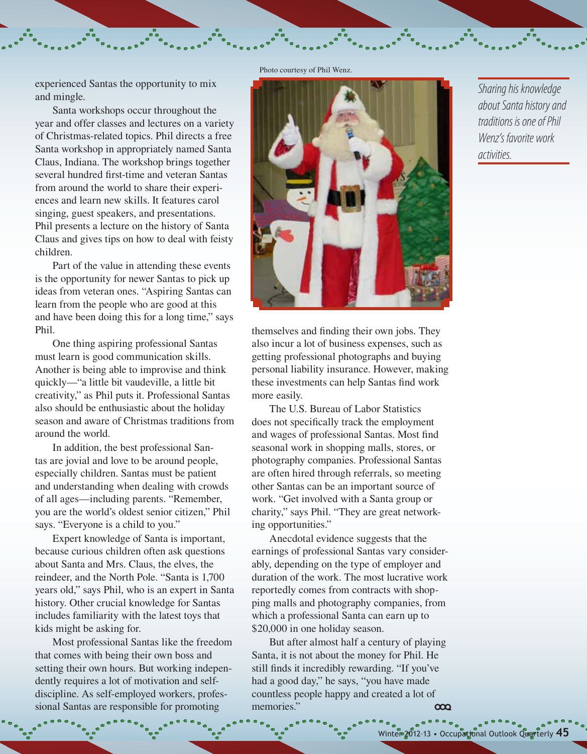experienced Santas the opportunity to mix and mingle.

Santa workshops occur throughout the year and offer classes and lectures on a variety of Christmas-related topics. Phil directs a free Santa workshop in appropriately named Santa Claus, Indiana. The workshop brings together several hundred first-time and veteran Santas from around the world to share their experiences and learn new skills. It features carol singing, guest speakers, and presentations. Phil presents a lecture on the history of Santa Claus and gives tips on how to deal with feisty children.

Part of the value in attending these events is the opportunity for newer Santas to pick up ideas from veteran ones. "Aspiring Santas can learn from the people who are good at this and have been doing this for a long time," says Phil.

One thing aspiring professional Santas must learn is good communication skills. Another is being able to improvise and think quickly—"a little bit vaudeville, a little bit creativity," as Phil puts it. Professional Santas also should be enthusiastic about the holiday season and aware of Christmas traditions from around the world.

In addition, the best professional Santas are jovial and love to be around people, especially children. Santas must be patient and understanding when dealing with crowds of all ages—including parents. "Remember, you are the world's oldest senior citizen," Phil says. "Everyone is a child to you."

Expert knowledge of Santa is important, because curious children often ask questions about Santa and Mrs. Claus, the elves, the reindeer, and the North Pole. "Santa is 1,700 years old," says Phil, who is an expert in Santa history. Other crucial knowledge for Santas includes familiarity with the latest toys that kids might be asking for.

Most professional Santas like the freedom that comes with being their own boss and setting their own hours. But working independently requires a lot of motivation and self-discipline. As self-employed workers, professional Santas are responsible for promoting themselves and finding their own jobs. They also incur a lot of business expenses, such as getting professional photographs and buying personal liability insurance. However, making these investments can help Santas find work more easily.

Photo courtesy of Phil Wenz.

*Sharing his knowledge about Santa history and traditions is one of Phil Wenz's favorite work activities.*

The U.S. Bureau of Labor Statistics does not specifically track the employment and wages of professional Santas. Most find seasonal work in shopping malls, stores, or photography companies. Professional Santas are often hired through referrals, so meeting other Santas can be an important source of work. "Get involved with a Santa group or charity," says Phil. "They are great networking opportunities."

Anecdotal evidence suggests that the earnings of professional Santas vary considerably, depending on the type of employer and duration of the work. The most lucrative work reportedly comes from contracts with shopping malls and photography companies, from which a professional Santa can earn up to $20,000 in one holiday season.

But after almost half a century of playing Santa, it is not about the money for Phil. He still finds it incredibly rewarding. "If you've had a good day," he says, "you have made countless people happy and created a lot of memories."